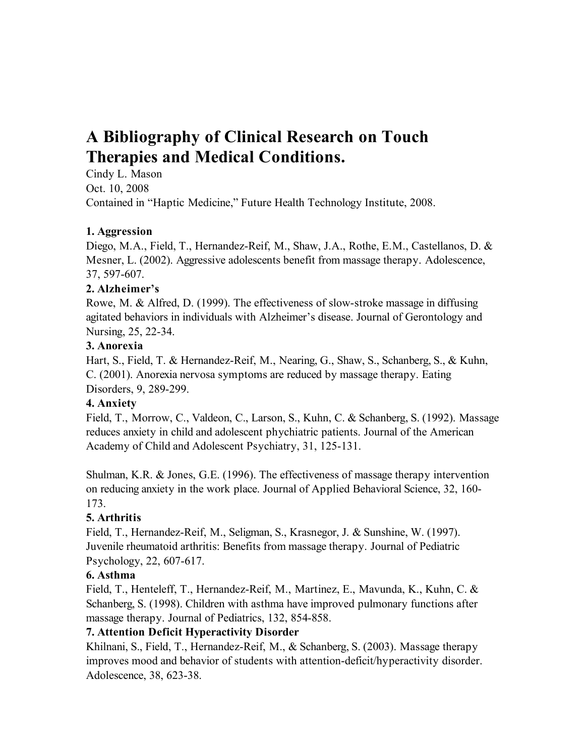# A Bibliography of Clinical Research on Touch Therapies and Medical Conditions.

Cindy L. Mason
Oct. 10, 2008
Contained in "Haptic Medicine," Future Health Technology Institute, 2008.

**1. Aggression**

Diego, M.A., Field, T., Hernandez-Reif, M., Shaw, J.A., Rothe, E.M., Castellanos, D. & Mesner, L. (2002). Aggressive adolescents benefit from massage therapy. Adolescence, 37, 597-607.

**2. Alzheimer's**

Rowe, M. & Alfred, D. (1999). The effectiveness of slow-stroke massage in diffusing agitated behaviors in individuals with Alzheimer's disease. Journal of Gerontology and Nursing, 25, 22-34.

**3. Anorexia**

Hart, S., Field, T. & Hernandez-Reif, M., Nearing, G., Shaw, S., Schanberg, S., & Kuhn, C. (2001). Anorexia nervosa symptoms are reduced by massage therapy. Eating Disorders, 9, 289-299.

**4. Anxiety**

Field, T., Morrow, C., Valdeon, C., Larson, S., Kuhn, C. & Schanberg, S. (1992). Massage reduces anxiety in child and adolescent phychiatric patients. Journal of the American Academy of Child and Adolescent Psychiatry, 31, 125-131.

Shulman, K.R. & Jones, G.E. (1996). The effectiveness of massage therapy intervention on reducing anxiety in the work place. Journal of Applied Behavioral Science, 32, 160-173.

**5. Arthritis**

Field, T., Hernandez-Reif, M., Seligman, S., Krasnegor, J. & Sunshine, W. (1997). Juvenile rheumatoid arthritis: Benefits from massage therapy. Journal of Pediatric Psychology, 22, 607-617.

**6. Asthma**

Field, T., Henteleff, T., Hernandez-Reif, M., Martinez, E., Mavunda, K., Kuhn, C. & Schanberg, S. (1998). Children with asthma have improved pulmonary functions after massage therapy. Journal of Pediatrics, 132, 854-858.

**7. Attention Deficit Hyperactivity Disorder**

Khilnani, S., Field, T., Hernandez-Reif, M., & Schanberg, S. (2003). Massage therapy improves mood and behavior of students with attention-deficit/hyperactivity disorder. Adolescence, 38, 623-38.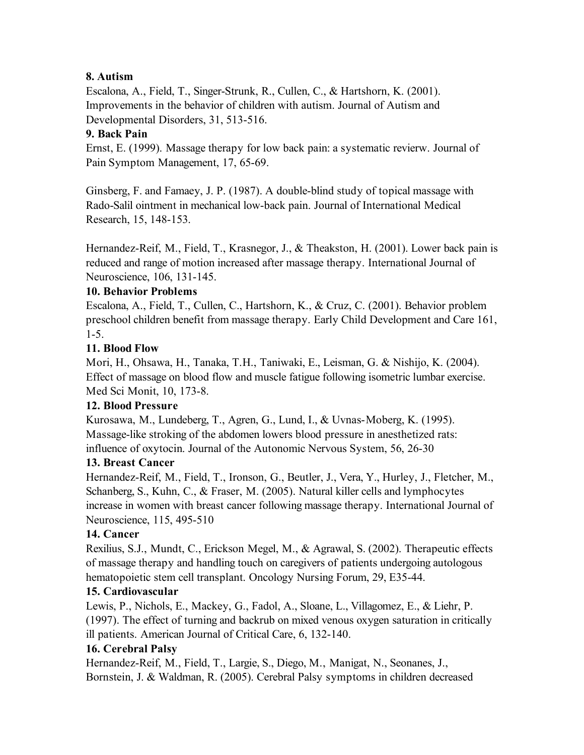**8. Autism**

Escalona, A., Field, T., Singer-Strunk, R., Cullen, C., & Hartshorn, K. (2001). Improvements in the behavior of children with autism. Journal of Autism and Developmental Disorders, 31, 513-516.

**9. Back Pain**

Ernst, E. (1999). Massage therapy for low back pain: a systematic revierw. Journal of Pain Symptom Management, 17, 65-69.

Ginsberg, F. and Famaey, J. P. (1987). A double-blind study of topical massage with Rado-Salil ointment in mechanical low-back pain. Journal of International Medical Research, 15, 148-153.

Hernandez-Reif, M., Field, T., Krasnegor, J., & Theakston, H. (2001). Lower back pain is reduced and range of motion increased after massage therapy. International Journal of Neuroscience, 106, 131-145.

**10. Behavior Problems**

Escalona, A., Field, T., Cullen, C., Hartshorn, K., & Cruz, C. (2001). Behavior problem preschool children benefit from massage therapy. Early Child Development and Care 161, 1-5.

**11. Blood Flow**

Mori, H., Ohsawa, H., Tanaka, T.H., Taniwaki, E., Leisman, G. & Nishijo, K. (2004). Effect of massage on blood flow and muscle fatigue following isometric lumbar exercise. Med Sci Monit, 10, 173-8.

**12. Blood Pressure**

Kurosawa, M., Lundeberg, T., Agren, G., Lund, I., & Uvnas-Moberg, K. (1995). Massage-like stroking of the abdomen lowers blood pressure in anesthetized rats: influence of oxytocin. Journal of the Autonomic Nervous System, 56, 26-30

**13. Breast Cancer**

Hernandez-Reif, M., Field, T., Ironson, G., Beutler, J., Vera, Y., Hurley, J., Fletcher, M., Schanberg, S., Kuhn, C., & Fraser, M. (2005). Natural killer cells and lymphocytes increase in women with breast cancer following massage therapy. International Journal of Neuroscience, 115, 495-510

**14. Cancer**

Rexilius, S.J., Mundt, C., Erickson Megel, M., & Agrawal, S. (2002). Therapeutic effects of massage therapy and handling touch on caregivers of patients undergoing autologous hematopoietic stem cell transplant. Oncology Nursing Forum, 29, E35-44.

**15. Cardiovascular**

Lewis, P., Nichols, E., Mackey, G., Fadol, A., Sloane, L., Villagomez, E., & Liehr, P. (1997). The effect of turning and backrub on mixed venous oxygen saturation in critically ill patients. American Journal of Critical Care, 6, 132-140.

**16. Cerebral Palsy**

Hernandez-Reif, M., Field, T., Largie, S., Diego, M., Manigat, N., Seonanes, J., Bornstein, J. & Waldman, R. (2005). Cerebral Palsy symptoms in children decreased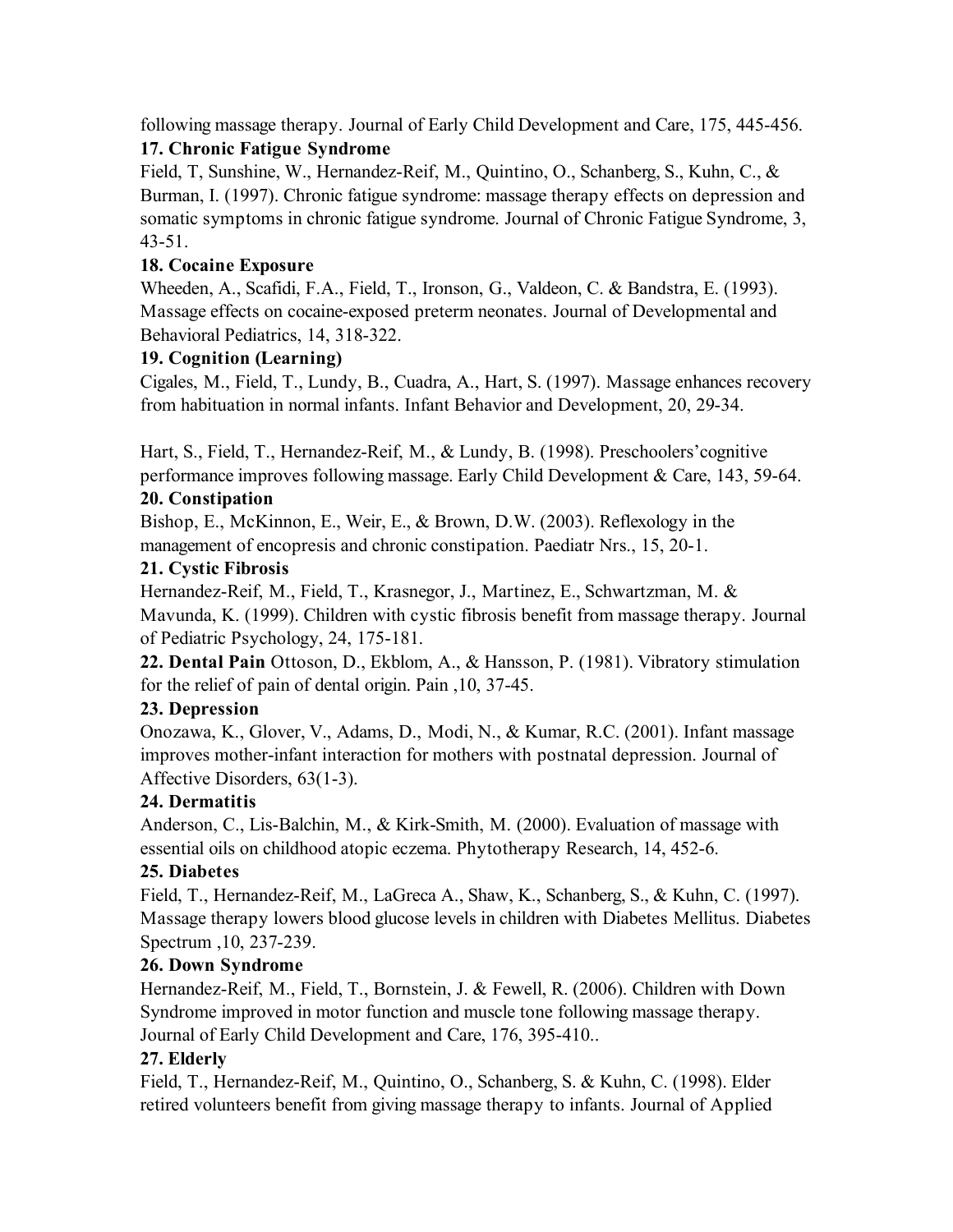following massage therapy. Journal of Early Child Development and Care, 175, 445-456.

**17. Chronic Fatigue Syndrome**

Field, T, Sunshine, W., Hernandez-Reif, M., Quintino, O., Schanberg, S., Kuhn, C., & Burman, I. (1997). Chronic fatigue syndrome: massage therapy effects on depression and somatic symptoms in chronic fatigue syndrome. Journal of Chronic Fatigue Syndrome, 3, 43-51.

**18. Cocaine Exposure**

Wheeden, A., Scafidi, F.A., Field, T., Ironson, G., Valdeon, C. & Bandstra, E. (1993). Massage effects on cocaine-exposed preterm neonates. Journal of Developmental and Behavioral Pediatrics, 14, 318-322.

**19. Cognition (Learning)**

Cigales, M., Field, T., Lundy, B., Cuadra, A., Hart, S. (1997). Massage enhances recovery from habituation in normal infants. Infant Behavior and Development, 20, 29-34.

Hart, S., Field, T., Hernandez-Reif, M., & Lundy, B. (1998). Preschoolers'cognitive performance improves following massage. Early Child Development & Care, 143, 59-64.

**20. Constipation**

Bishop, E., McKinnon, E., Weir, E., & Brown, D.W. (2003). Reflexology in the management of encopresis and chronic constipation. Paediatr Nrs., 15, 20-1.

**21. Cystic Fibrosis**

Hernandez-Reif, M., Field, T., Krasnegor, J., Martinez, E., Schwartzman, M. & Mavunda, K. (1999). Children with cystic fibrosis benefit from massage therapy. Journal of Pediatric Psychology, 24, 175-181.

**22. Dental Pain** Ottoson, D., Ekblom, A., & Hansson, P. (1981). Vibratory stimulation for the relief of pain of dental origin. Pain ,10, 37-45.

**23. Depression**

Onozawa, K., Glover, V., Adams, D., Modi, N., & Kumar, R.C. (2001). Infant massage improves mother-infant interaction for mothers with postnatal depression. Journal of Affective Disorders, 63(1-3).

**24. Dermatitis**

Anderson, C., Lis-Balchin, M., & Kirk-Smith, M. (2000). Evaluation of massage with essential oils on childhood atopic eczema. Phytotherapy Research, 14, 452-6.

**25. Diabetes**

Field, T., Hernandez-Reif, M., LaGreca A., Shaw, K., Schanberg, S., & Kuhn, C. (1997). Massage therapy lowers blood glucose levels in children with Diabetes Mellitus. Diabetes Spectrum ,10, 237-239.

**26. Down Syndrome**

Hernandez-Reif, M., Field, T., Bornstein, J. & Fewell, R. (2006). Children with Down Syndrome improved in motor function and muscle tone following massage therapy. Journal of Early Child Development and Care, 176, 395-410..

**27. Elderly**

Field, T., Hernandez-Reif, M., Quintino, O., Schanberg, S. & Kuhn, C. (1998). Elder retired volunteers benefit from giving massage therapy to infants. Journal of Applied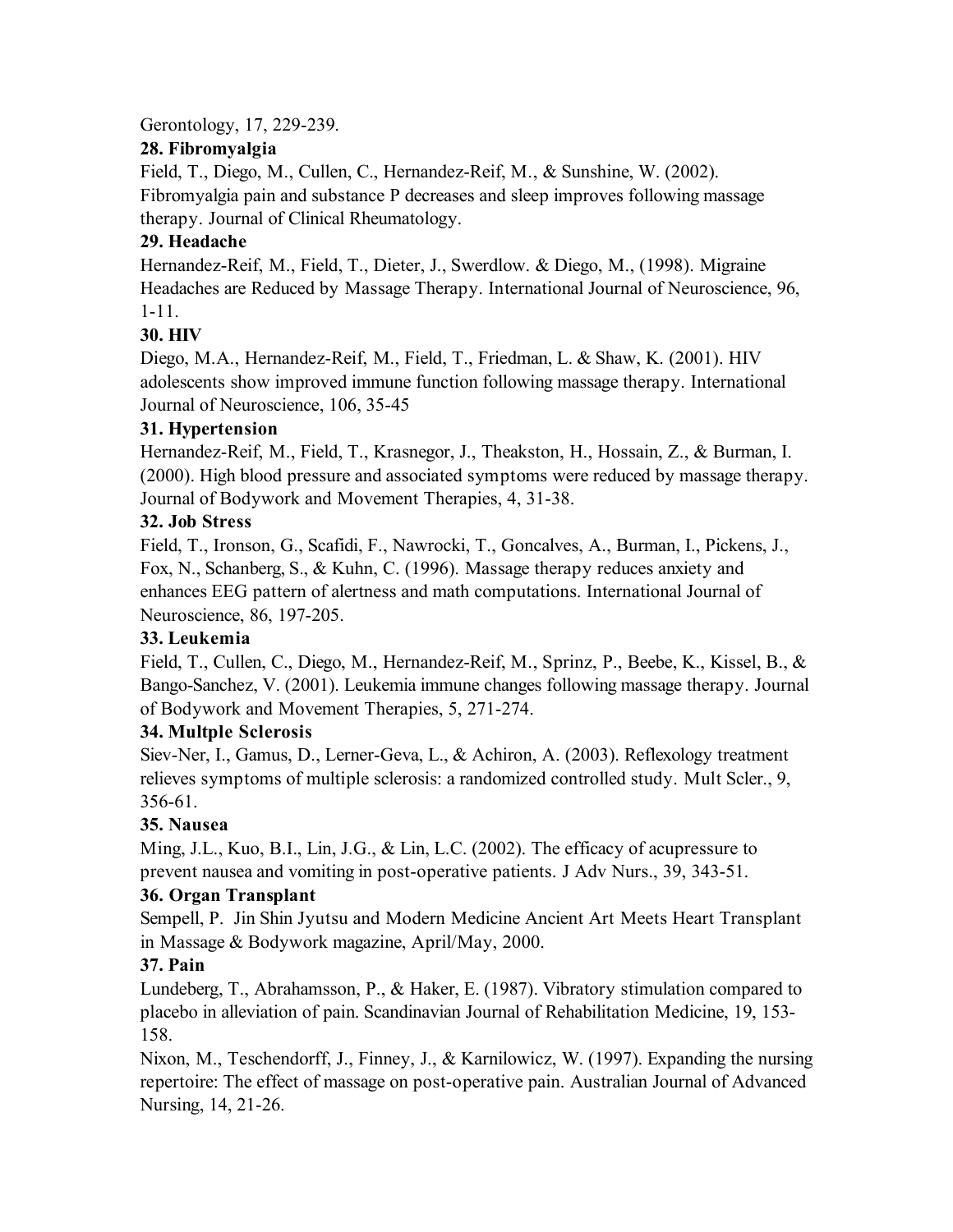Gerontology, 17, 229-239.

**28. Fibromyalgia**

Field, T., Diego, M., Cullen, C., Hernandez-Reif, M., & Sunshine, W. (2002). Fibromyalgia pain and substance P decreases and sleep improves following massage therapy. Journal of Clinical Rheumatology.

**29. Headache**

Hernandez-Reif, M., Field, T., Dieter, J., Swerdlow. & Diego, M., (1998). Migraine Headaches are Reduced by Massage Therapy. International Journal of Neuroscience, 96, 1-11.

**30. HIV**

Diego, M.A., Hernandez-Reif, M., Field, T., Friedman, L. & Shaw, K. (2001). HIV adolescents show improved immune function following massage therapy. International Journal of Neuroscience, 106, 35-45

**31. Hypertension**

Hernandez-Reif, M., Field, T., Krasnegor, J., Theakston, H., Hossain, Z., & Burman, I. (2000). High blood pressure and associated symptoms were reduced by massage therapy. Journal of Bodywork and Movement Therapies, 4, 31-38.

**32. Job Stress**

Field, T., Ironson, G., Scafidi, F., Nawrocki, T., Goncalves, A., Burman, I., Pickens, J., Fox, N., Schanberg, S., & Kuhn, C. (1996). Massage therapy reduces anxiety and enhances EEG pattern of alertness and math computations. International Journal of Neuroscience, 86, 197-205.

**33. Leukemia**

Field, T., Cullen, C., Diego, M., Hernandez-Reif, M., Sprinz, P., Beebe, K., Kissel, B., & Bango-Sanchez, V. (2001). Leukemia immune changes following massage therapy. Journal of Bodywork and Movement Therapies, 5, 271-274.

**34. Multple Sclerosis**

Siev-Ner, I., Gamus, D., Lerner-Geva, L., & Achiron, A. (2003). Reflexology treatment relieves symptoms of multiple sclerosis: a randomized controlled study. Mult Scler., 9, 356-61.

**35. Nausea**

Ming, J.L., Kuo, B.I., Lin, J.G., & Lin, L.C. (2002). The efficacy of acupressure to prevent nausea and vomiting in post-operative patients. J Adv Nurs., 39, 343-51.

**36. Organ Transplant**

Sempell, P. Jin Shin Jyutsu and Modern Medicine Ancient Art Meets Heart Transplant in Massage & Bodywork magazine, April/May, 2000.

**37. Pain**

Lundeberg, T., Abrahamsson, P., & Haker, E. (1987). Vibratory stimulation compared to placebo in alleviation of pain. Scandinavian Journal of Rehabilitation Medicine, 19, 153-158.

Nixon, M., Teschendorff, J., Finney, J., & Karnilowicz, W. (1997). Expanding the nursing repertoire: The effect of massage on post-operative pain. Australian Journal of Advanced Nursing, 14, 21-26.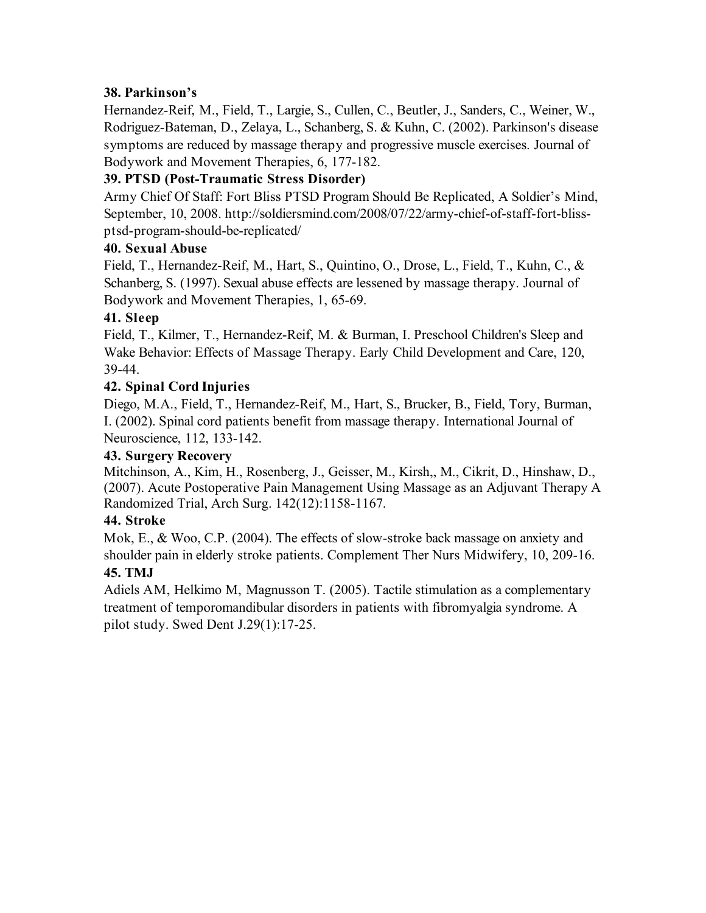**38. Parkinson's**

Hernandez-Reif, M., Field, T., Largie, S., Cullen, C., Beutler, J., Sanders, C., Weiner, W., Rodriguez-Bateman, D., Zelaya, L., Schanberg, S. & Kuhn, C. (2002). Parkinson's disease symptoms are reduced by massage therapy and progressive muscle exercises. Journal of Bodywork and Movement Therapies, 6, 177-182.

**39. PTSD (Post-Traumatic Stress Disorder)**

Army Chief Of Staff: Fort Bliss PTSD Program Should Be Replicated, A Soldier's Mind, September, 10, 2008. http://soldiersmind.com/2008/07/22/army-chief-of-staff-fort-bliss-ptsd-program-should-be-replicated/

**40. Sexual Abuse**

Field, T., Hernandez-Reif, M., Hart, S., Quintino, O., Drose, L., Field, T., Kuhn, C., & Schanberg, S. (1997). Sexual abuse effects are lessened by massage therapy. Journal of Bodywork and Movement Therapies, 1, 65-69.

**41. Sleep**

Field, T., Kilmer, T., Hernandez-Reif, M. & Burman, I. Preschool Children's Sleep and Wake Behavior: Effects of Massage Therapy. Early Child Development and Care, 120, 39-44.

**42. Spinal Cord Injuries**

Diego, M.A., Field, T., Hernandez-Reif, M., Hart, S., Brucker, B., Field, Tory, Burman, I. (2002). Spinal cord patients benefit from massage therapy. International Journal of Neuroscience, 112, 133-142.

**43. Surgery Recovery**

Mitchinson, A., Kim, H., Rosenberg, J., Geisser, M., Kirsh,, M., Cikrit, D., Hinshaw, D., (2007). Acute Postoperative Pain Management Using Massage as an Adjuvant Therapy A Randomized Trial, Arch Surg. 142(12):1158-1167.

**44. Stroke**

Mok, E., & Woo, C.P. (2004). The effects of slow-stroke back massage on anxiety and shoulder pain in elderly stroke patients. Complement Ther Nurs Midwifery, 10, 209-16.

**45. TMJ**

Adiels AM, Helkimo M, Magnusson T. (2005). Tactile stimulation as a complementary treatment of temporomandibular disorders in patients with fibromyalgia syndrome. A pilot study. Swed Dent J.29(1):17-25.